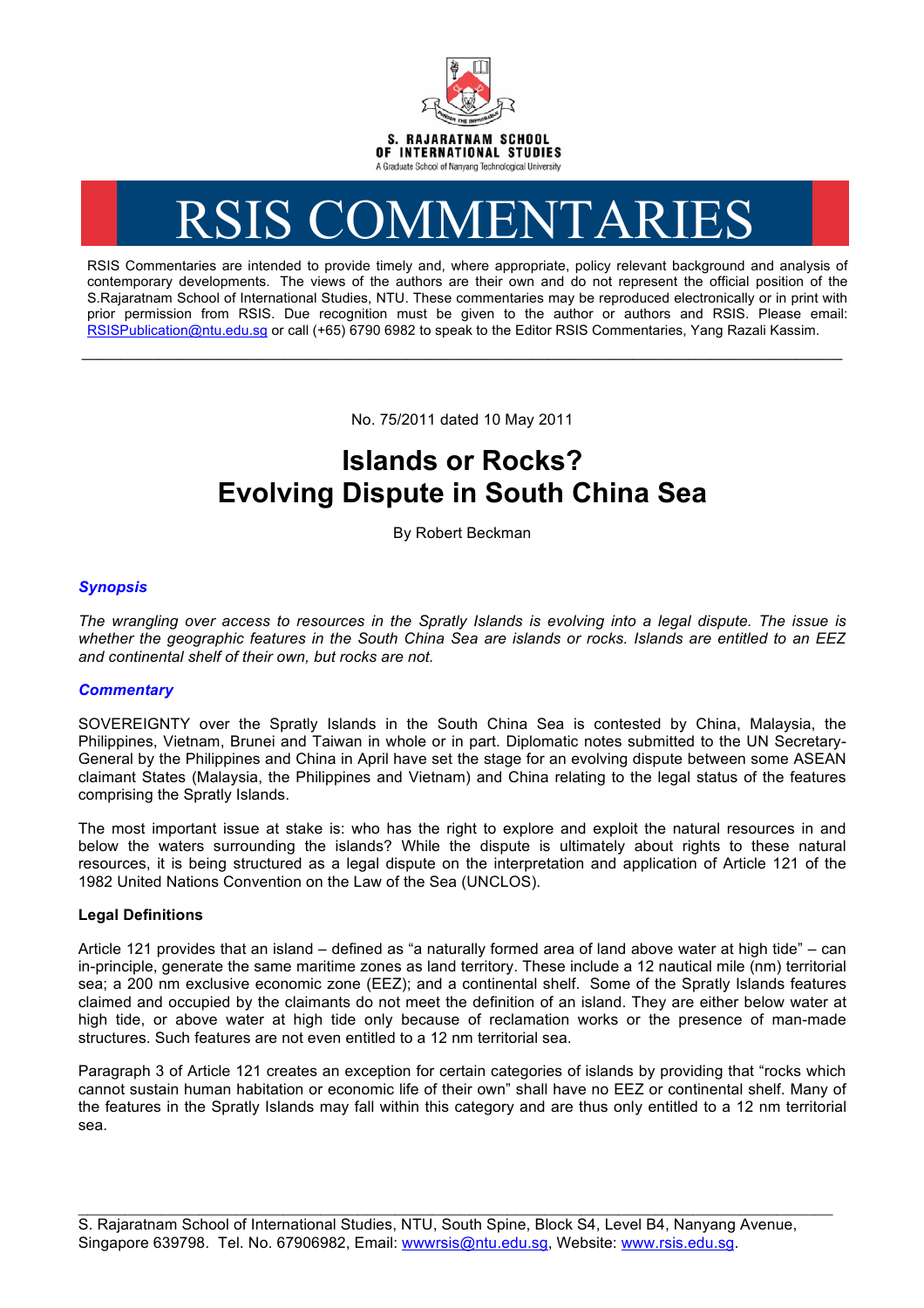S. RAJARATNAM SCHOOL OF INTERNATIONAL STUDIES
A Graduate School of Nanyang Technological University

# RSIS COMMENTARIES

RSIS Commentaries are intended to provide timely and, where appropriate, policy relevant background and analysis of contemporary developments. The views of the authors are their own and do not represent the official position of the S.Rajaratnam School of International Studies, NTU. These commentaries may be reproduced electronically or in print with prior permission from RSIS. Due recognition must be given to the author or authors and RSIS. Please email: RSISPublication@ntu.edu.sg or call (+65) 6790 6982 to speak to the Editor RSIS Commentaries, Yang Razali Kassim.

---

No. 75/2011 dated 10 May 2011

# Islands or Rocks? Evolving Dispute in South China Sea

By Robert Beckman

### *Synopsis*

*The wrangling over access to resources in the Spratly Islands is evolving into a legal dispute. The issue is whether the geographic features in the South China Sea are islands or rocks. Islands are entitled to an EEZ and continental shelf of their own, but rocks are not.*

### *Commentary*

SOVEREIGNTY over the Spratly Islands in the South China Sea is contested by China, Malaysia, the Philippines, Vietnam, Brunei and Taiwan in whole or in part. Diplomatic notes submitted to the UN Secretary-General by the Philippines and China in April have set the stage for an evolving dispute between some ASEAN claimant States (Malaysia, the Philippines and Vietnam) and China relating to the legal status of the features comprising the Spratly Islands.

The most important issue at stake is: who has the right to explore and exploit the natural resources in and below the waters surrounding the islands? While the dispute is ultimately about rights to these natural resources, it is being structured as a legal dispute on the interpretation and application of Article 121 of the 1982 United Nations Convention on the Law of the Sea (UNCLOS).

**Legal Definitions**

Article 121 provides that an island – defined as "a naturally formed area of land above water at high tide" – can in-principle, generate the same maritime zones as land territory. These include a 12 nautical mile (nm) territorial sea; a 200 nm exclusive economic zone (EEZ); and a continental shelf. Some of the Spratly Islands features claimed and occupied by the claimants do not meet the definition of an island. They are either below water at high tide, or above water at high tide only because of reclamation works or the presence of man-made structures. Such features are not even entitled to a 12 nm territorial sea.

Paragraph 3 of Article 121 creates an exception for certain categories of islands by providing that "rocks which cannot sustain human habitation or economic life of their own" shall have no EEZ or continental shelf. Many of the features in the Spratly Islands may fall within this category and are thus only entitled to a 12 nm territorial sea.

---

S. Rajaratnam School of International Studies, NTU, South Spine, Block S4, Level B4, Nanyang Avenue, Singapore 639798. Tel. No. 67906982, Email: wwwrsis@ntu.edu.sg, Website: www.rsis.edu.sg.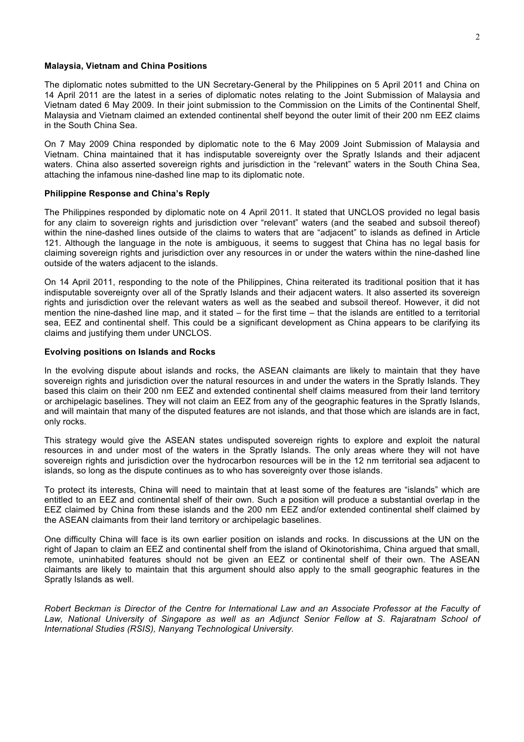### Malaysia, Vietnam and China Positions

The diplomatic notes submitted to the UN Secretary-General by the Philippines on 5 April 2011 and China on 14 April 2011 are the latest in a series of diplomatic notes relating to the Joint Submission of Malaysia and Vietnam dated 6 May 2009. In their joint submission to the Commission on the Limits of the Continental Shelf, Malaysia and Vietnam claimed an extended continental shelf beyond the outer limit of their 200 nm EEZ claims in the South China Sea.

On 7 May 2009 China responded by diplomatic note to the 6 May 2009 Joint Submission of Malaysia and Vietnam. China maintained that it has indisputable sovereignty over the Spratly Islands and their adjacent waters. China also asserted sovereign rights and jurisdiction in the "relevant" waters in the South China Sea, attaching the infamous nine-dashed line map to its diplomatic note.

### Philippine Response and China's Reply

The Philippines responded by diplomatic note on 4 April 2011. It stated that UNCLOS provided no legal basis for any claim to sovereign rights and jurisdiction over "relevant" waters (and the seabed and subsoil thereof) within the nine-dashed lines outside of the claims to waters that are "adjacent" to islands as defined in Article 121. Although the language in the note is ambiguous, it seems to suggest that China has no legal basis for claiming sovereign rights and jurisdiction over any resources in or under the waters within the nine-dashed line outside of the waters adjacent to the islands.

On 14 April 2011, responding to the note of the Philippines, China reiterated its traditional position that it has indisputable sovereignty over all of the Spratly Islands and their adjacent waters. It also asserted its sovereign rights and jurisdiction over the relevant waters as well as the seabed and subsoil thereof. However, it did not mention the nine-dashed line map, and it stated – for the first time – that the islands are entitled to a territorial sea, EEZ and continental shelf. This could be a significant development as China appears to be clarifying its claims and justifying them under UNCLOS.

### Evolving positions on Islands and Rocks

In the evolving dispute about islands and rocks, the ASEAN claimants are likely to maintain that they have sovereign rights and jurisdiction over the natural resources in and under the waters in the Spratly Islands. They based this claim on their 200 nm EEZ and extended continental shelf claims measured from their land territory or archipelagic baselines. They will not claim an EEZ from any of the geographic features in the Spratly Islands, and will maintain that many of the disputed features are not islands, and that those which are islands are in fact, only rocks.

This strategy would give the ASEAN states undisputed sovereign rights to explore and exploit the natural resources in and under most of the waters in the Spratly Islands. The only areas where they will not have sovereign rights and jurisdiction over the hydrocarbon resources will be in the 12 nm territorial sea adjacent to islands, so long as the dispute continues as to who has sovereignty over those islands.

To protect its interests, China will need to maintain that at least some of the features are "islands" which are entitled to an EEZ and continental shelf of their own. Such a position will produce a substantial overlap in the EEZ claimed by China from these islands and the 200 nm EEZ and/or extended continental shelf claimed by the ASEAN claimants from their land territory or archipelagic baselines.

One difficulty China will face is its own earlier position on islands and rocks. In discussions at the UN on the right of Japan to claim an EEZ and continental shelf from the island of Okinotorishima, China argued that small, remote, uninhabited features should not be given an EEZ or continental shelf of their own. The ASEAN claimants are likely to maintain that this argument should also apply to the small geographic features in the Spratly Islands as well.

*Robert Beckman is Director of the Centre for International Law and an Associate Professor at the Faculty of Law, National University of Singapore as well as an Adjunct Senior Fellow at S. Rajaratnam School of International Studies (RSIS), Nanyang Technological University.*